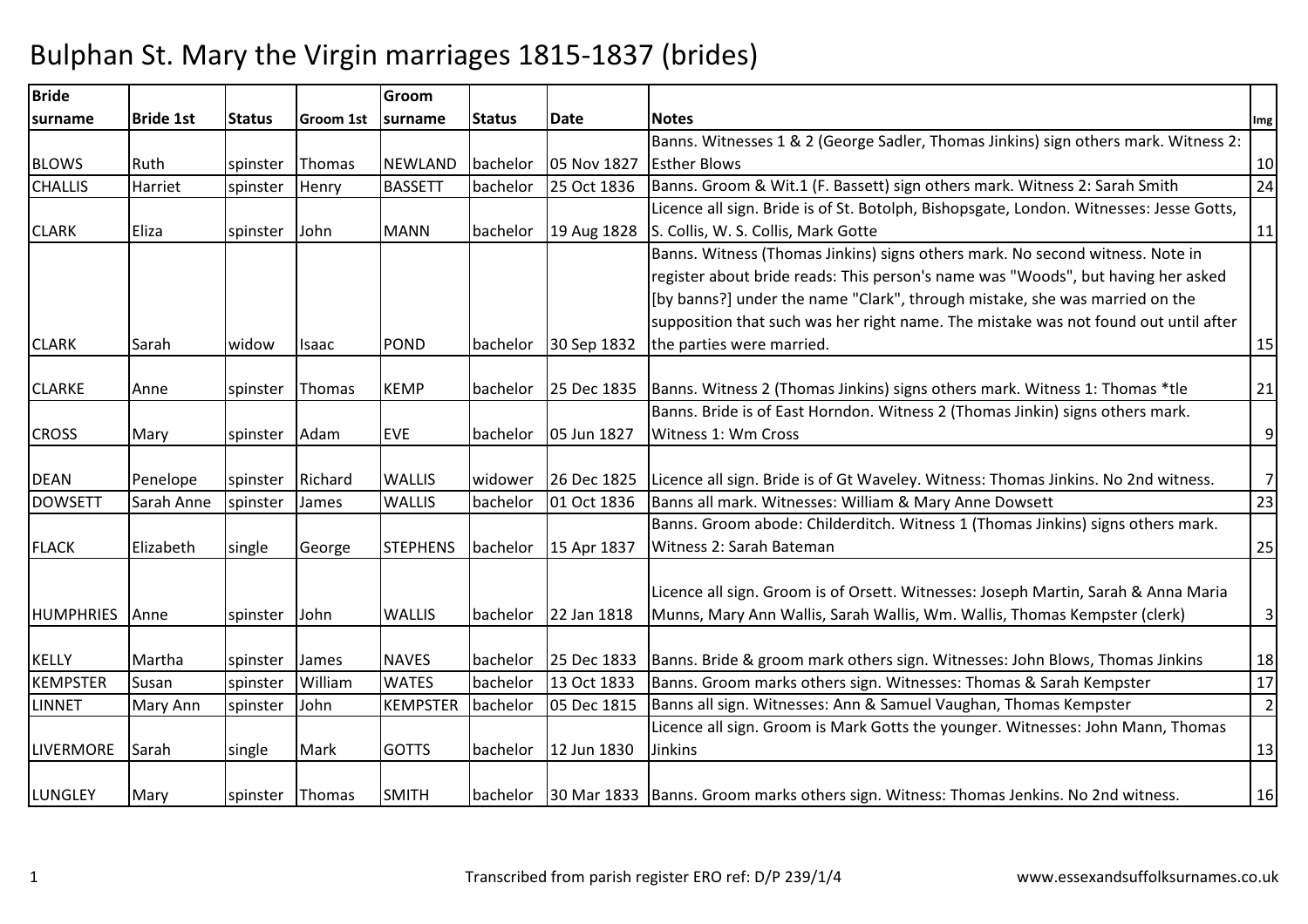# Bulphan St. Mary the Virgin marriages 1815-1837 (brides)

| Bride surname | Bride 1st | Status | Groom 1st | Groom surname | Status | Date | Notes | Img |
|---|---|---|---|---|---|---|---|---|
| BLOWS | Ruth | spinster | Thomas | NEWLAND | bachelor | 05 Nov 1827 | Banns. Witnesses 1 & 2 (George Sadler, Thomas Jinkins) sign others mark. Witness 2: Esther Blows | 10 |
| CHALLIS | Harriet | spinster | Henry | BASSETT | bachelor | 25 Oct 1836 | Banns. Groom & Wit.1 (F. Bassett) sign others mark. Witness 2: Sarah Smith | 24 |
| CLARK | Eliza | spinster | John | MANN | bachelor | 19 Aug 1828 | Licence all sign. Bride is of St. Botolph, Bishopsgate, London. Witnesses: Jesse Gotts, S. Collis, W. S. Collis, Mark Gotte | 11 |
| CLARK | Sarah | widow | Isaac | POND | bachelor | 30 Sep 1832 | Banns. Witness (Thomas Jinkins) signs others mark. No second witness. Note in register about bride reads: This person's name was "Woods", but having her asked [by banns?] under the name "Clark", through mistake, she was married on the supposition that such was her right name. The mistake was not found out until after the parties were married. | 15 |
| CLARKE | Anne | spinster | Thomas | KEMP | bachelor | 25 Dec 1835 | Banns. Witness 2 (Thomas Jinkins) signs others mark. Witness 1: Thomas *tle | 21 |
| CROSS | Mary | spinster | Adam | EVE | bachelor | 05 Jun 1827 | Banns. Bride is of East Horndon. Witness 2 (Thomas Jinkin) signs others mark. Witness 1: Wm Cross | 9 |
| DEAN | Penelope | spinster | Richard | WALLIS | widower | 26 Dec 1825 | Licence all sign. Bride is of Gt Waveley. Witness: Thomas Jinkins. No 2nd witness. | 7 |
| DOWSETT | Sarah Anne | spinster | James | WALLIS | bachelor | 01 Oct 1836 | Banns all mark. Witnesses: William & Mary Anne Dowsett | 23 |
| FLACK | Elizabeth | single | George | STEPHENS | bachelor | 15 Apr 1837 | Banns. Groom abode: Childerditch. Witness 1 (Thomas Jinkins) signs others mark. Witness 2: Sarah Bateman | 25 |
| HUMPHRIES | Anne | spinster | John | WALLIS | bachelor | 22 Jan 1818 | Licence all sign. Groom is of Orsett. Witnesses: Joseph Martin, Sarah & Anna Maria Munns, Mary Ann Wallis, Sarah Wallis, Wm. Wallis, Thomas Kempster (clerk) | 3 |
| KELLY | Martha | spinster | James | NAVES | bachelor | 25 Dec 1833 | Banns. Bride & groom mark others sign. Witnesses: John Blows, Thomas Jinkins | 18 |
| KEMPSTER | Susan | spinster | William | WATES | bachelor | 13 Oct 1833 | Banns. Groom marks others sign. Witnesses: Thomas & Sarah Kempster | 17 |
| LINNET | Mary Ann | spinster | John | KEMPSTER | bachelor | 05 Dec 1815 | Banns all sign. Witnesses: Ann & Samuel Vaughan, Thomas Kempster | 2 |
| LIVERMORE | Sarah | single | Mark | GOTTS | bachelor | 12 Jun 1830 | Licence all sign. Groom is Mark Gotts the younger. Witnesses: John Mann, Thomas Jinkins | 13 |
| LUNGLEY | Mary | spinster | Thomas | SMITH | bachelor | 30 Mar 1833 | Banns. Groom marks others sign. Witness: Thomas Jenkins. No 2nd witness. | 16 |

Transcribed from parish register ERO ref: D/P 239/1/4 www.essexandsuffolksurnames.co.uk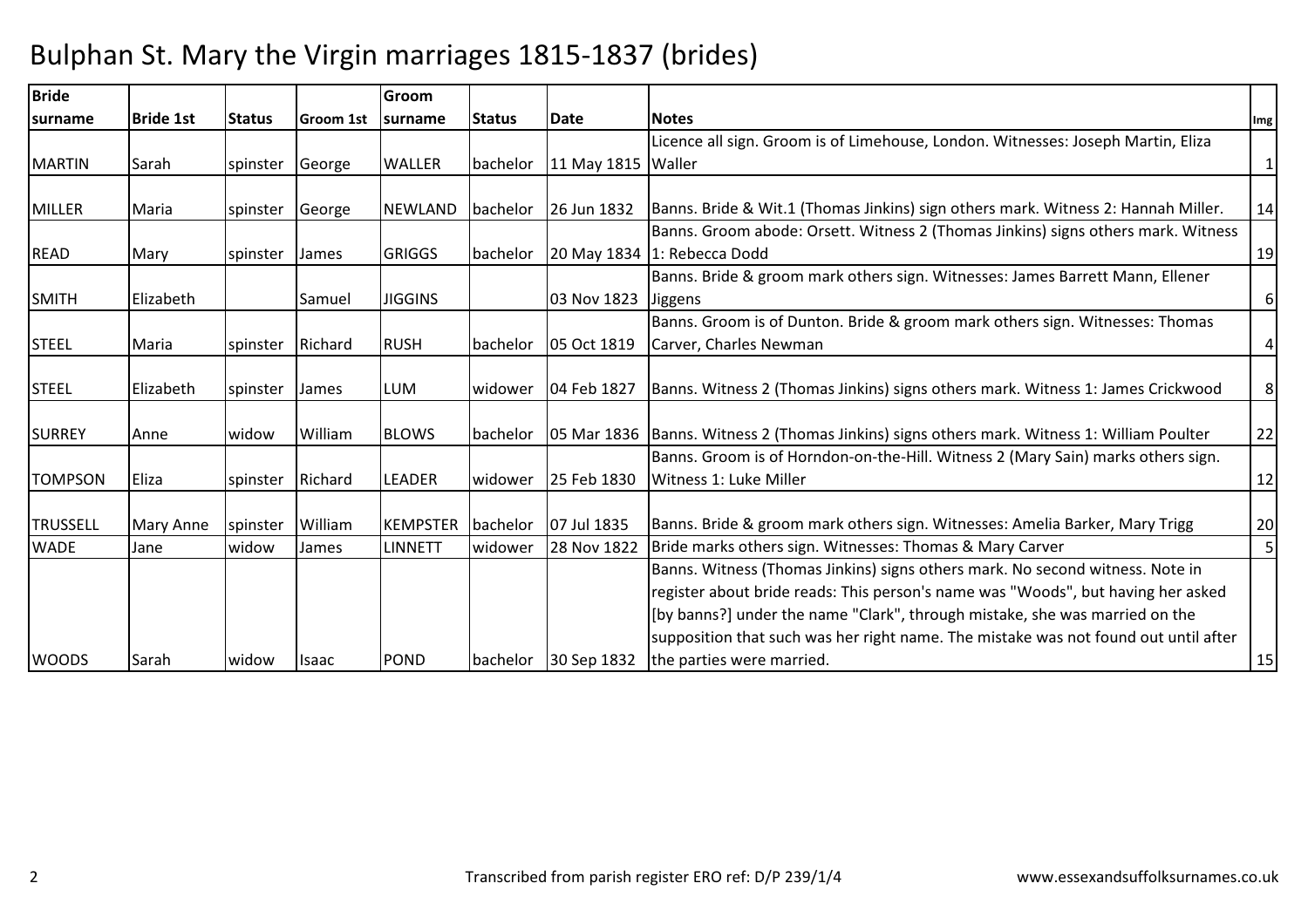# Bulphan St. Mary the Virgin marriages 1815-1837 (brides)

| Bride surname | Bride 1st | Status | Groom 1st | Groom surname | Status | Date | Notes | Img |
|---|---|---|---|---|---|---|---|---|
| MARTIN | Sarah | spinster | George | WALLER | bachelor | 11 May 1815 | Licence all sign. Groom is of Limehouse, London. Witnesses: Joseph Martin, Eliza Waller | 1 |
| MILLER | Maria | spinster | George | NEWLAND | bachelor | 26 Jun 1832 | Banns. Bride & Wit.1 (Thomas Jinkins) sign others mark. Witness 2: Hannah Miller. | 14 |
| READ | Mary | spinster | James | GRIGGS | bachelor | 20 May 1834 | Banns. Groom abode: Orsett. Witness 2 (Thomas Jinkins) signs others mark. Witness 1: Rebecca Dodd | 19 |
| SMITH | Elizabeth | | Samuel | JIGGINS | | 03 Nov 1823 | Banns. Bride & groom mark others sign. Witnesses: James Barrett Mann, Ellener Jiggens | 6 |
| STEEL | Maria | spinster | Richard | RUSH | bachelor | 05 Oct 1819 | Banns. Groom is of Dunton. Bride & groom mark others sign. Witnesses: Thomas Carver, Charles Newman | 4 |
| STEEL | Elizabeth | spinster | James | LUM | widower | 04 Feb 1827 | Banns. Witness 2 (Thomas Jinkins) signs others mark. Witness 1: James Crickwood | 8 |
| SURREY | Anne | widow | William | BLOWS | bachelor | 05 Mar 1836 | Banns. Witness 2 (Thomas Jinkins) signs others mark. Witness 1: William Poulter | 22 |
| TOMPSON | Eliza | spinster | Richard | LEADER | widower | 25 Feb 1830 | Banns. Groom is of Horndon-on-the-Hill. Witness 2 (Mary Sain) marks others sign. Witness 1: Luke Miller | 12 |
| TRUSSELL | Mary Anne | spinster | William | KEMPSTER | bachelor | 07 Jul 1835 | Banns. Bride & groom mark others sign. Witnesses: Amelia Barker, Mary Trigg | 20 |
| WADE | Jane | widow | James | LINNETT | widower | 28 Nov 1822 | Bride marks others sign. Witnesses: Thomas & Mary Carver | 5 |
| WOODS | Sarah | widow | Isaac | POND | bachelor | 30 Sep 1832 | Banns. Witness (Thomas Jinkins) signs others mark. No second witness. Note in register about bride reads: This person's name was "Woods", but having her asked [by banns?] under the name "Clark", through mistake, she was married on the supposition that such was her right name. The mistake was not found out until after the parties were married. | 15 |

Transcribed from parish register ERO ref: D/P 239/1/4

www.essexandsuffolksurnames.co.uk